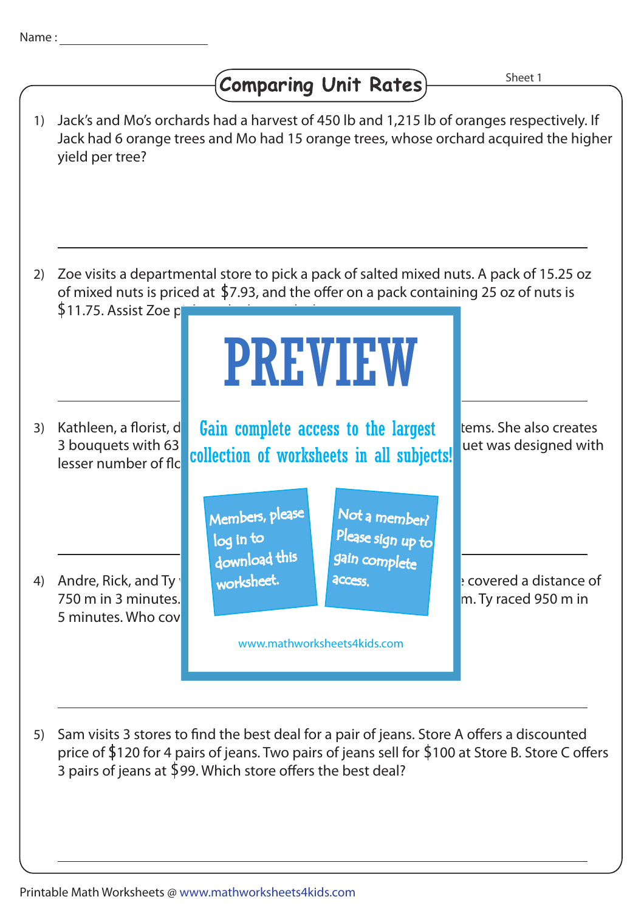Name : ______________________

# Comparing Unit Rates

Sheet 1

1) Jack's and Mo's orchards had a harvest of 450 lb and 1,215 lb of oranges respectively. If Jack had 6 orange trees and Mo had 15 orange trees, whose orchard acquired the higher yield per tree?

______________________________________________

2) Zoe visits a departmental store to pick a pack of salted mixed nuts. A pack of 15.25 oz of mixed nuts is priced at $7.93, and the offer on a pack containing 25 oz of nuts is $11.75. Assist Zoe p

______________________________________________

3) Kathleen, a florist, d ... tems. She also creates 3 bouquets with 63 ... uet was designed with lesser number of flo

______________________________________________

4) Andre, Rick, and Ty ... covered a distance of 750 m in 3 minutes. ... m. Ty raced 950 m in 5 minutes. Who cov

______________________________________________

5) Sam visits 3 stores to find the best deal for a pair of jeans. Store A offers a discounted price of $120 for 4 pairs of jeans. Two pairs of jeans sell for $100 at Store B. Store C offers 3 pairs of jeans at $99. Which store offers the best deal?

______________________________________________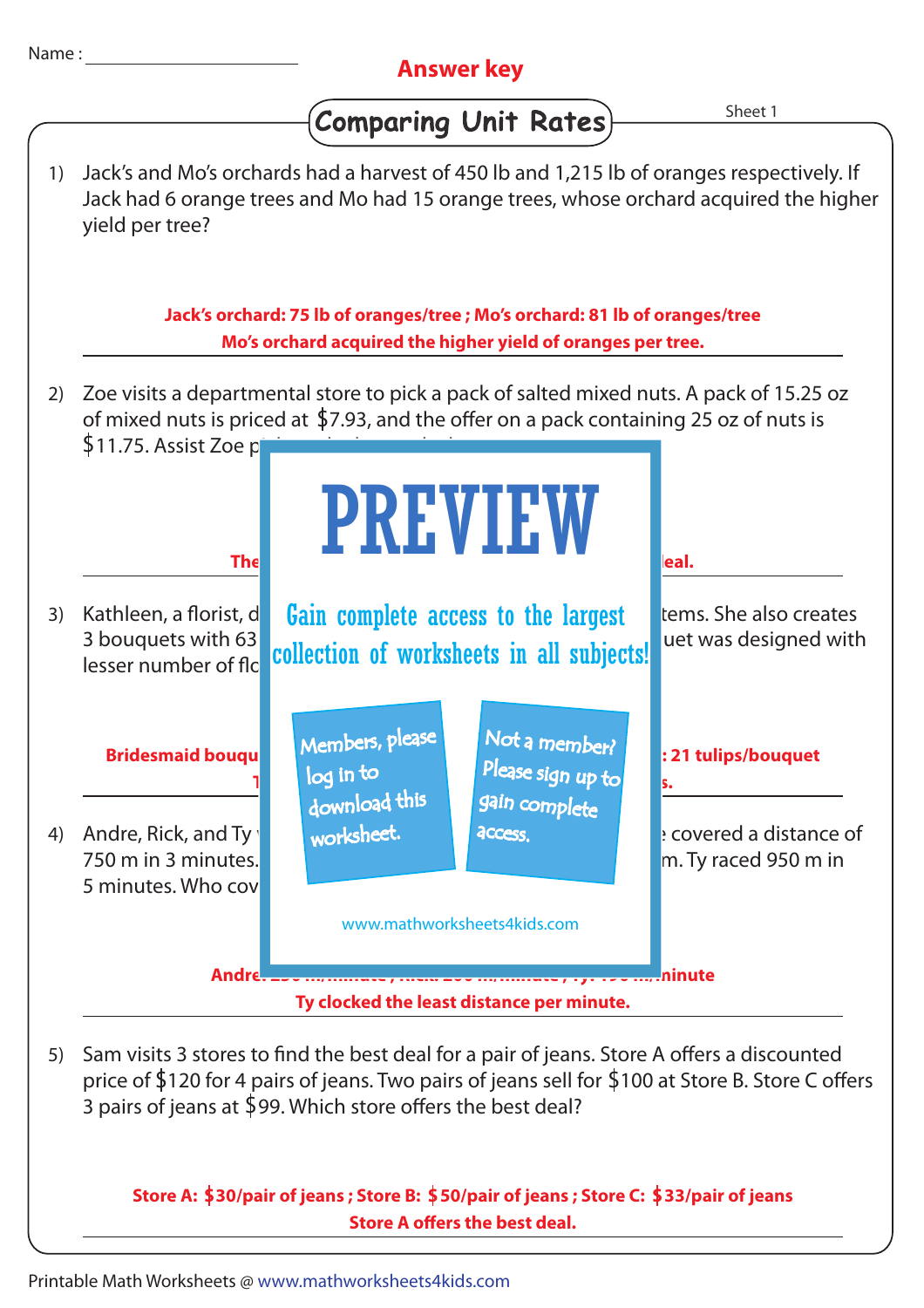Name :

**Answer key**

## Comparing Unit Rates

Sheet 1

1) Jack's and Mo's orchards had a harvest of 450 lb and 1,215 lb of oranges respectively. If Jack had 6 orange trees and Mo had 15 orange trees, whose orchard acquired the higher yield per tree?

**Jack's orchard: 75 lb of oranges/tree ; Mo's orchard: 81 lb of oranges/tree**
**Mo's orchard acquired the higher yield of oranges per tree.**

2) Zoe visits a departmental store to pick a pack of salted mixed nuts. A pack of 15.25 oz of mixed nuts is priced at $7.93, and the offer on a pack containing 25 oz of nuts is $11.75. Assist Zoe p

**The** ... **leal.**

PREVIEW

Gain complete access to the largest collection of worksheets in all subjects!

Members, please log in to download this worksheet.

Not a member? Please sign up to gain complete access.

www.mathworksheets4kids.com

3) Kathleen, a florist, d ... tems. She also creates 3 bouquets with 63 ... uet was designed with lesser number of flo

**Bridesmaid bouqu** ... **: 21 tulips/bouquet**
**T** ... **s.**

4) Andre, Rick, and Ty ... covered a distance of 750 m in 3 minutes. ... m. Ty raced 950 m in 5 minutes. Who cov

**Andre: 250 m/minute ; Rick: 200 m/minute ; Ty: 190 m/minute**
**Ty clocked the least distance per minute.**

5) Sam visits 3 stores to find the best deal for a pair of jeans. Store A offers a discounted price of $120 for 4 pairs of jeans. Two pairs of jeans sell for $100 at Store B. Store C offers 3 pairs of jeans at $99. Which store offers the best deal?

**Store A: $30/pair of jeans ; Store B: $50/pair of jeans ; Store C: $33/pair of jeans**
**Store A offers the best deal.**

Printable Math Worksheets @ www.mathworksheets4kids.com